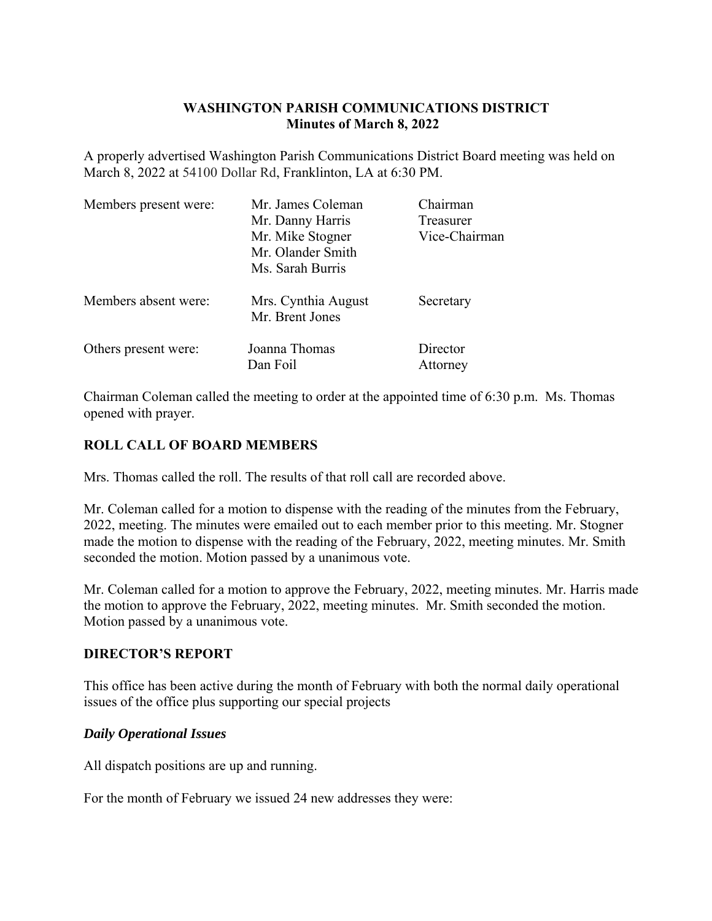**WASHINGTON PARISH COMMUNICATIONS DISTRICT**
**Minutes of March 8, 2022**

A properly advertised Washington Parish Communications District Board meeting was held on March 8, 2022 at 54100 Dollar Rd, Franklinton, LA at 6:30 PM.

| | | |
|---|---|---|
| Members present were: | Mr. James Coleman | Chairman |
| | Mr. Danny Harris | Treasurer |
| | Mr. Mike Stogner | Vice-Chairman |
| | Mr. Olander Smith | |
| | Ms. Sarah Burris | |
| Members absent were: | Mrs. Cynthia August | Secretary |
| | Mr. Brent Jones | |
| Others present were: | Joanna Thomas | Director |
| | Dan Foil | Attorney |

Chairman Coleman called the meeting to order at the appointed time of 6:30 p.m. Ms. Thomas opened with prayer.

## ROLL CALL OF BOARD MEMBERS

Mrs. Thomas called the roll. The results of that roll call are recorded above.

Mr. Coleman called for a motion to dispense with the reading of the minutes from the February, 2022, meeting. The minutes were emailed out to each member prior to this meeting. Mr. Stogner made the motion to dispense with the reading of the February, 2022, meeting minutes. Mr. Smith seconded the motion. Motion passed by a unanimous vote.

Mr. Coleman called for a motion to approve the February, 2022, meeting minutes. Mr. Harris made the motion to approve the February, 2022, meeting minutes. Mr. Smith seconded the motion. Motion passed by a unanimous vote.

## DIRECTOR'S REPORT

This office has been active during the month of February with both the normal daily operational issues of the office plus supporting our special projects

### *Daily Operational Issues*

All dispatch positions are up and running.

For the month of February we issued 24 new addresses they were: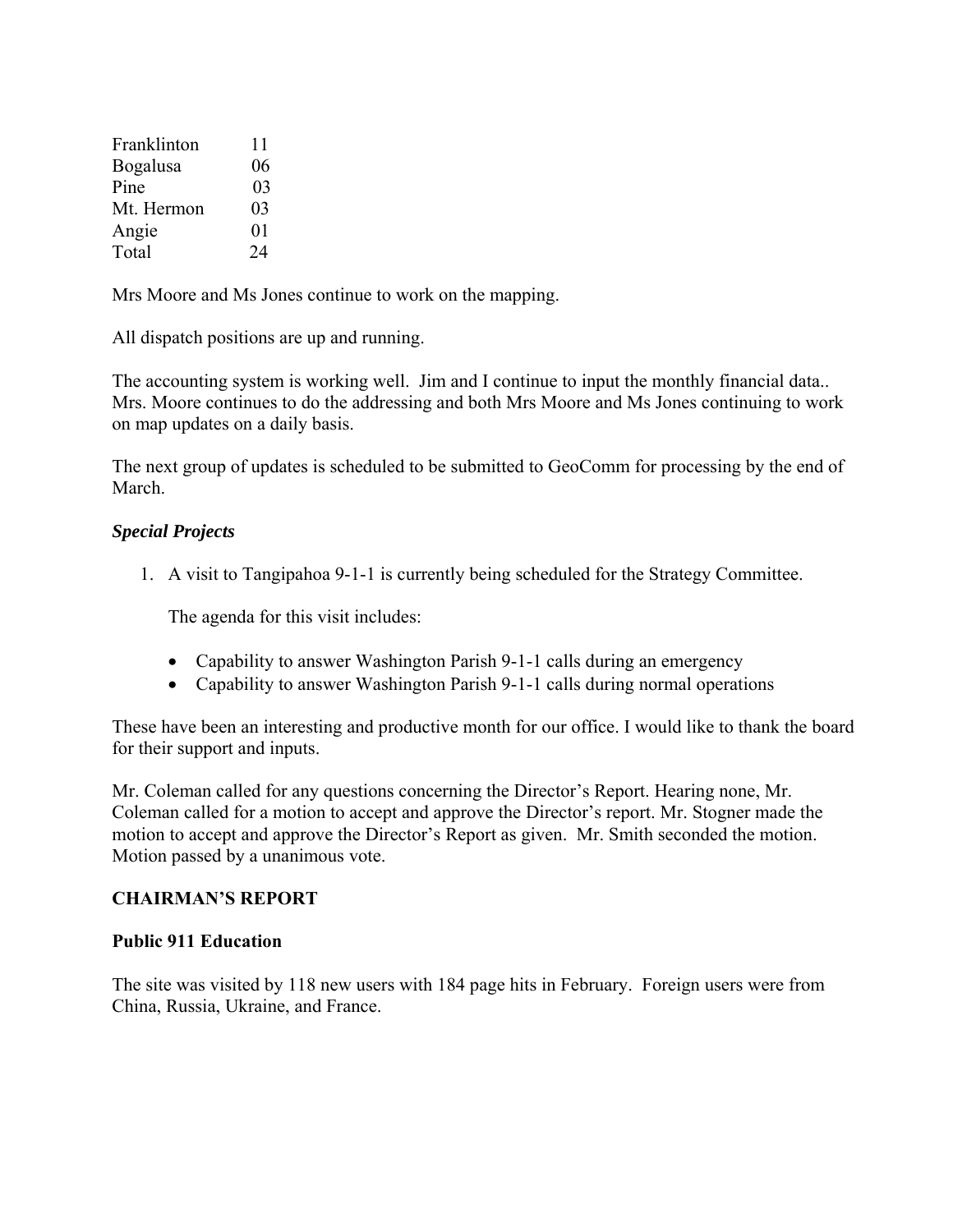| | |
|---|---|
| Franklinton | 11 |
| Bogalusa | 06 |
| Pine | 03 |
| Mt. Hermon | 03 |
| Angie | 01 |
| Total | 24 |

Mrs Moore and Ms Jones continue to work on the mapping.

All dispatch positions are up and running.

The accounting system is working well. Jim and I continue to input the monthly financial data.. Mrs. Moore continues to do the addressing and both Mrs Moore and Ms Jones continuing to work on map updates on a daily basis.

The next group of updates is scheduled to be submitted to GeoComm for processing by the end of March.

### *Special Projects*

1. A visit to Tangipahoa 9-1-1 is currently being scheduled for the Strategy Committee.

   The agenda for this visit includes:

   - Capability to answer Washington Parish 9-1-1 calls during an emergency
   - Capability to answer Washington Parish 9-1-1 calls during normal operations

These have been an interesting and productive month for our office. I would like to thank the board for their support and inputs.

Mr. Coleman called for any questions concerning the Director's Report. Hearing none, Mr. Coleman called for a motion to accept and approve the Director's report. Mr. Stogner made the motion to accept and approve the Director's Report as given. Mr. Smith seconded the motion. Motion passed by a unanimous vote.

## CHAIRMAN'S REPORT

### Public 911 Education

The site was visited by 118 new users with 184 page hits in February. Foreign users were from China, Russia, Ukraine, and France.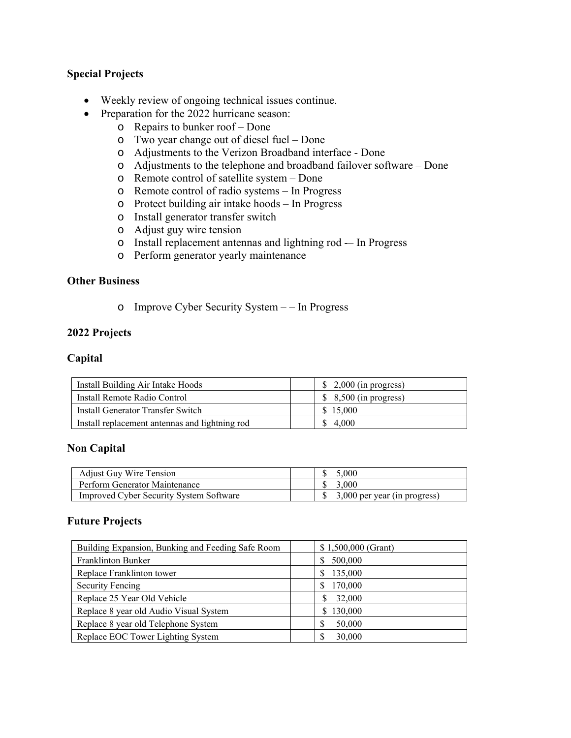**Special Projects**

- Weekly review of ongoing technical issues continue.
- Preparation for the 2022 hurricane season:
    - Repairs to bunker roof – Done
    - Two year change out of diesel fuel – Done
    - Adjustments to the Verizon Broadband interface - Done
    - Adjustments to the telephone and broadband failover software – Done
    - Remote control of satellite system – Done
    - Remote control of radio systems – In Progress
    - Protect building air intake hoods – In Progress
    - Install generator transfer switch
    - Adjust guy wire tension
    - Install replacement antennas and lightning rod -– In Progress
    - Perform generator yearly maintenance

**Other Business**

- Improve Cyber Security System – – In Progress

**2022 Projects**

**Capital**

| | | |
|---|---|---|
| Install Building Air Intake Hoods | | $ 2,000 (in progress) |
| Install Remote Radio Control | | $ 8,500 (in progress) |
| Install Generator Transfer Switch | | $ 15,000 |
| Install replacement antennas and lightning rod | | $ 4,000 |

**Non Capital**

| | | |
|---|---|---|
| Adjust Guy Wire Tension | | $ 5,000 |
| Perform Generator Maintenance | | $ 3,000 |
| Improved Cyber Security System Software | | $ 3,000 per year (in progress) |

**Future Projects**

| | | |
|---|---|---|
| Building Expansion, Bunking and Feeding Safe Room | | $ 1,500,000 (Grant) |
| Franklinton Bunker | | $ 500,000 |
| Replace Franklinton tower | | $ 135,000 |
| Security Fencing | | $ 170,000 |
| Replace 25 Year Old Vehicle | | $ 32,000 |
| Replace 8 year old Audio Visual System | | $ 130,000 |
| Replace 8 year old Telephone System | | $ 50,000 |
| Replace EOC Tower Lighting System | | $ 30,000 |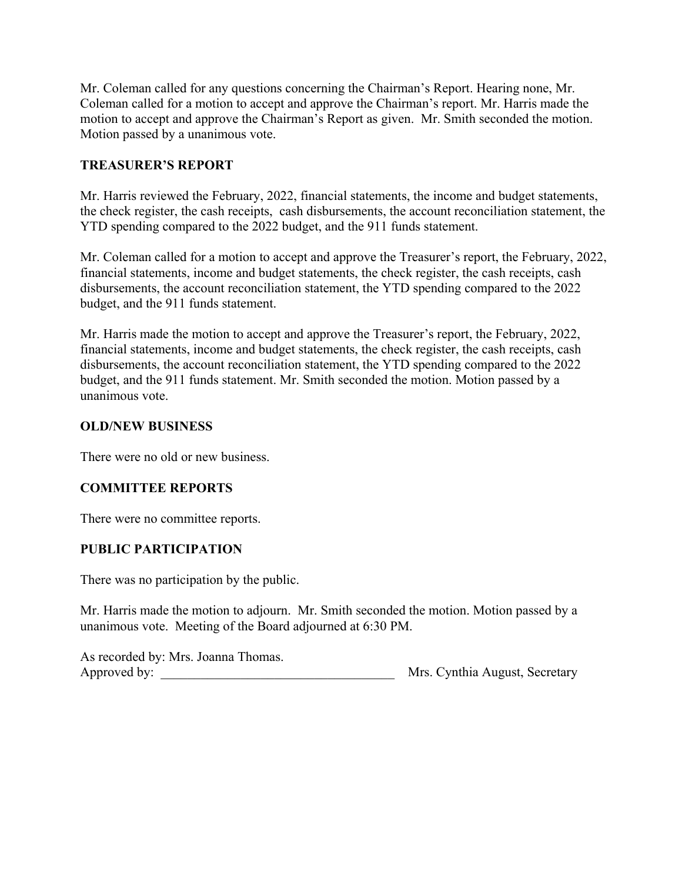Mr. Coleman called for any questions concerning the Chairman's Report. Hearing none, Mr. Coleman called for a motion to accept and approve the Chairman's report. Mr. Harris made the motion to accept and approve the Chairman's Report as given. Mr. Smith seconded the motion. Motion passed by a unanimous vote.

**TREASURER'S REPORT**

Mr. Harris reviewed the February, 2022, financial statements, the income and budget statements, the check register, the cash receipts, cash disbursements, the account reconciliation statement, the YTD spending compared to the 2022 budget, and the 911 funds statement.

Mr. Coleman called for a motion to accept and approve the Treasurer's report, the February, 2022, financial statements, income and budget statements, the check register, the cash receipts, cash disbursements, the account reconciliation statement, the YTD spending compared to the 2022 budget, and the 911 funds statement.

Mr. Harris made the motion to accept and approve the Treasurer's report, the February, 2022, financial statements, income and budget statements, the check register, the cash receipts, cash disbursements, the account reconciliation statement, the YTD spending compared to the 2022 budget, and the 911 funds statement. Mr. Smith seconded the motion. Motion passed by a unanimous vote.

**OLD/NEW BUSINESS**

There were no old or new business.

**COMMITTEE REPORTS**

There were no committee reports.

**PUBLIC PARTICIPATION**

There was no participation by the public.

Mr. Harris made the motion to adjourn. Mr. Smith seconded the motion. Motion passed by a unanimous vote. Meeting of the Board adjourned at 6:30 PM.

As recorded by: Mrs. Joanna Thomas.
Approved by: ___________________________________ Mrs. Cynthia August, Secretary